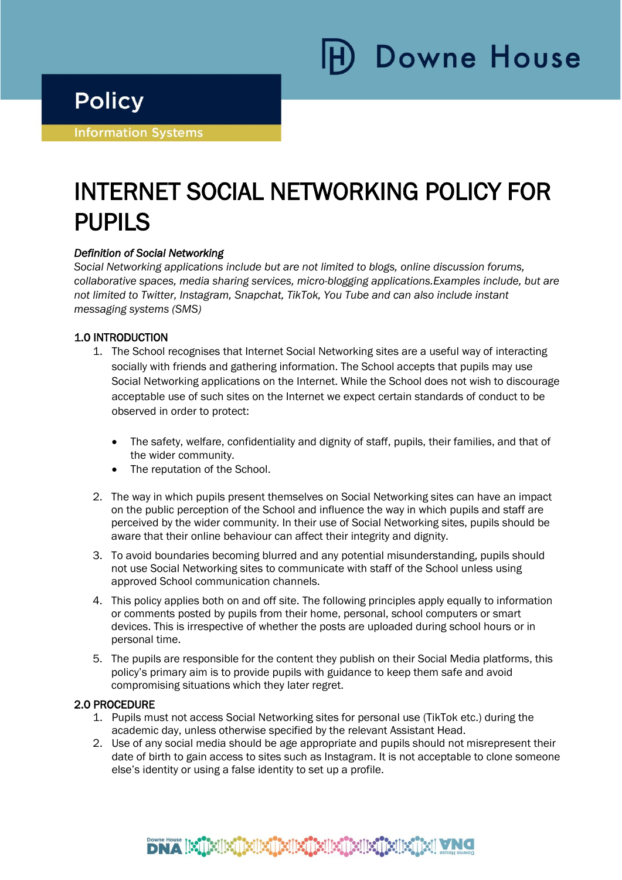Downe House

# Policy

Information Systems

# INTERNET SOCIAL NETWORKING POLICY FOR PUPILS

***Definition of Social Networking***

*Social Networking applications include but are not limited to blogs, online discussion forums, collaborative spaces, media sharing services, micro-blogging applications.Examples include, but are not limited to Twitter, Instagram, Snapchat, TikTok, You Tube and can also include instant messaging systems (SMS)*

## 1.0 INTRODUCTION

1. The School recognises that Internet Social Networking sites are a useful way of interacting socially with friends and gathering information. The School accepts that pupils may use Social Networking applications on the Internet. While the School does not wish to discourage acceptable use of such sites on the Internet we expect certain standards of conduct to be observed in order to protect:

    - The safety, welfare, confidentiality and dignity of staff, pupils, their families, and that of the wider community.
    - The reputation of the School.

2. The way in which pupils present themselves on Social Networking sites can have an impact on the public perception of the School and influence the way in which pupils and staff are perceived by the wider community. In their use of Social Networking sites, pupils should be aware that their online behaviour can affect their integrity and dignity.
3. To avoid boundaries becoming blurred and any potential misunderstanding, pupils should not use Social Networking sites to communicate with staff of the School unless using approved School communication channels.
4. This policy applies both on and off site. The following principles apply equally to information or comments posted by pupils from their home, personal, school computers or smart devices. This is irrespective of whether the posts are uploaded during school hours or in personal time.
5. The pupils are responsible for the content they publish on their Social Media platforms, this policy's primary aim is to provide pupils with guidance to keep them safe and avoid compromising situations which they later regret.

## 2.0 PROCEDURE

1. Pupils must not access Social Networking sites for personal use (TikTok etc.) during the academic day, unless otherwise specified by the relevant Assistant Head.
2. Use of any social media should be age appropriate and pupils should not misrepresent their date of birth to gain access to sites such as Instagram. It is not acceptable to clone someone else's identity or using a false identity to set up a profile.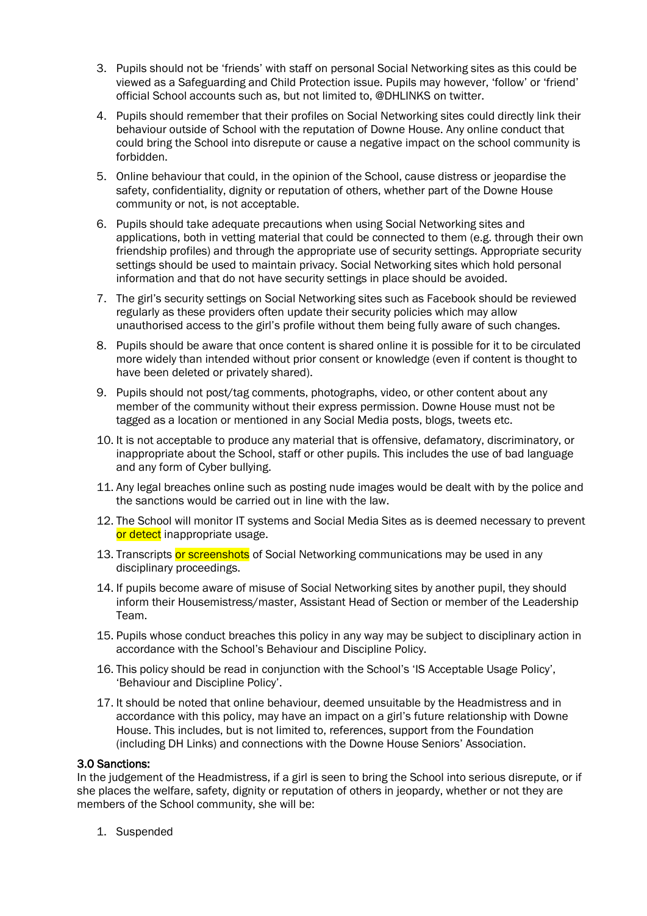3. Pupils should not be 'friends' with staff on personal Social Networking sites as this could be viewed as a Safeguarding and Child Protection issue. Pupils may however, 'follow' or 'friend' official School accounts such as, but not limited to, @DHLINKS on twitter.
4. Pupils should remember that their profiles on Social Networking sites could directly link their behaviour outside of School with the reputation of Downe House. Any online conduct that could bring the School into disrepute or cause a negative impact on the school community is forbidden.
5. Online behaviour that could, in the opinion of the School, cause distress or jeopardise the safety, confidentiality, dignity or reputation of others, whether part of the Downe House community or not, is not acceptable.
6. Pupils should take adequate precautions when using Social Networking sites and applications, both in vetting material that could be connected to them (e.g. through their own friendship profiles) and through the appropriate use of security settings. Appropriate security settings should be used to maintain privacy. Social Networking sites which hold personal information and that do not have security settings in place should be avoided.
7. The girl's security settings on Social Networking sites such as Facebook should be reviewed regularly as these providers often update their security policies which may allow unauthorised access to the girl's profile without them being fully aware of such changes.
8. Pupils should be aware that once content is shared online it is possible for it to be circulated more widely than intended without prior consent or knowledge (even if content is thought to have been deleted or privately shared).
9. Pupils should not post/tag comments, photographs, video, or other content about any member of the community without their express permission. Downe House must not be tagged as a location or mentioned in any Social Media posts, blogs, tweets etc.
10. It is not acceptable to produce any material that is offensive, defamatory, discriminatory, or inappropriate about the School, staff or other pupils. This includes the use of bad language and any form of Cyber bullying.
11. Any legal breaches online such as posting nude images would be dealt with by the police and the sanctions would be carried out in line with the law.
12. The School will monitor IT systems and Social Media Sites as is deemed necessary to prevent or detect inappropriate usage.
13. Transcripts or screenshots of Social Networking communications may be used in any disciplinary proceedings.
14. If pupils become aware of misuse of Social Networking sites by another pupil, they should inform their Housemistress/master, Assistant Head of Section or member of the Leadership Team.
15. Pupils whose conduct breaches this policy in any way may be subject to disciplinary action in accordance with the School's Behaviour and Discipline Policy.
16. This policy should be read in conjunction with the School's 'IS Acceptable Usage Policy', 'Behaviour and Discipline Policy'.
17. It should be noted that online behaviour, deemed unsuitable by the Headmistress and in accordance with this policy, may have an impact on a girl's future relationship with Downe House. This includes, but is not limited to, references, support from the Foundation (including DH Links) and connections with the Downe House Seniors' Association.

**3.0 Sanctions:**

In the judgement of the Headmistress, if a girl is seen to bring the School into serious disrepute, or if she places the welfare, safety, dignity or reputation of others in jeopardy, whether or not they are members of the School community, she will be:

1. Suspended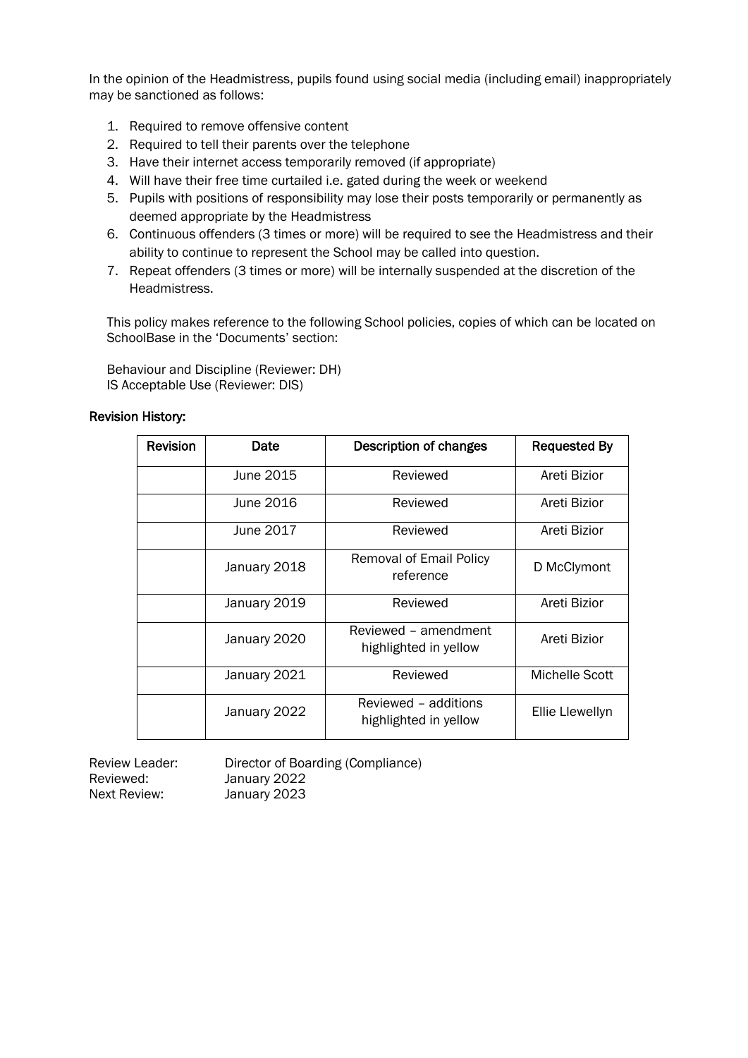In the opinion of the Headmistress, pupils found using social media (including email) inappropriately may be sanctioned as follows:

1. Required to remove offensive content
2. Required to tell their parents over the telephone
3. Have their internet access temporarily removed (if appropriate)
4. Will have their free time curtailed i.e. gated during the week or weekend
5. Pupils with positions of responsibility may lose their posts temporarily or permanently as deemed appropriate by the Headmistress
6. Continuous offenders (3 times or more) will be required to see the Headmistress and their ability to continue to represent the School may be called into question.
7. Repeat offenders (3 times or more) will be internally suspended at the discretion of the Headmistress.

This policy makes reference to the following School policies, copies of which can be located on SchoolBase in the 'Documents' section:

Behaviour and Discipline (Reviewer: DH)
IS Acceptable Use (Reviewer: DIS)

**Revision History:**

| Revision | Date | Description of changes | Requested By |
|---|---|---|---|
| | June 2015 | Reviewed | Areti Bizior |
| | June 2016 | Reviewed | Areti Bizior |
| | June 2017 | Reviewed | Areti Bizior |
| | January 2018 | Removal of Email Policy reference | D McClymont |
| | January 2019 | Reviewed | Areti Bizior |
| | January 2020 | Reviewed – amendment highlighted in yellow | Areti Bizior |
| | January 2021 | Reviewed | Michelle Scott |
| | January 2022 | Reviewed – additions highlighted in yellow | Ellie Llewellyn |

Review Leader: Director of Boarding (Compliance)
Reviewed: January 2022
Next Review: January 2023